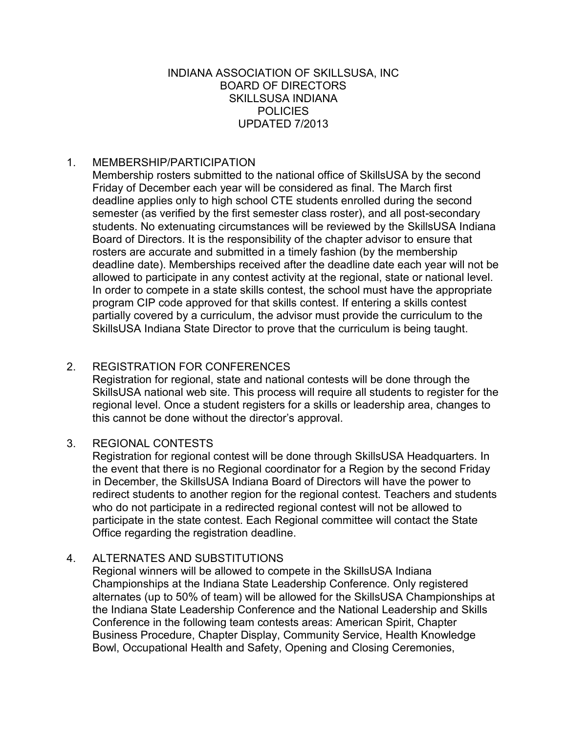# INDIANA ASSOCIATION OF SKILLSUSA, INC
## BOARD OF DIRECTORS
## SKILLSUSA INDIANA
## POLICIES
UPDATED 7/2013

1. MEMBERSHIP/PARTICIPATION
   Membership rosters submitted to the national office of SkillsUSA by the second Friday of December each year will be considered as final. The March first deadline applies only to high school CTE students enrolled during the second semester (as verified by the first semester class roster), and all post-secondary students. No extenuating circumstances will be reviewed by the SkillsUSA Indiana Board of Directors. It is the responsibility of the chapter advisor to ensure that rosters are accurate and submitted in a timely fashion (by the membership deadline date). Memberships received after the deadline date each year will not be allowed to participate in any contest activity at the regional, state or national level. In order to compete in a state skills contest, the school must have the appropriate program CIP code approved for that skills contest. If entering a skills contest partially covered by a curriculum, the advisor must provide the curriculum to the SkillsUSA Indiana State Director to prove that the curriculum is being taught.

2. REGISTRATION FOR CONFERENCES
   Registration for regional, state and national contests will be done through the SkillsUSA national web site. This process will require all students to register for the regional level. Once a student registers for a skills or leadership area, changes to this cannot be done without the director's approval.

3. REGIONAL CONTESTS
   Registration for regional contest will be done through SkillsUSA Headquarters. In the event that there is no Regional coordinator for a Region by the second Friday in December, the SkillsUSA Indiana Board of Directors will have the power to redirect students to another region for the regional contest. Teachers and students who do not participate in a redirected regional contest will not be allowed to participate in the state contest. Each Regional committee will contact the State Office regarding the registration deadline.

4. ALTERNATES AND SUBSTITUTIONS
   Regional winners will be allowed to compete in the SkillsUSA Indiana Championships at the Indiana State Leadership Conference. Only registered alternates (up to 50% of team) will be allowed for the SkillsUSA Championships at the Indiana State Leadership Conference and the National Leadership and Skills Conference in the following team contests areas: American Spirit, Chapter Business Procedure, Chapter Display, Community Service, Health Knowledge Bowl, Occupational Health and Safety, Opening and Closing Ceremonies,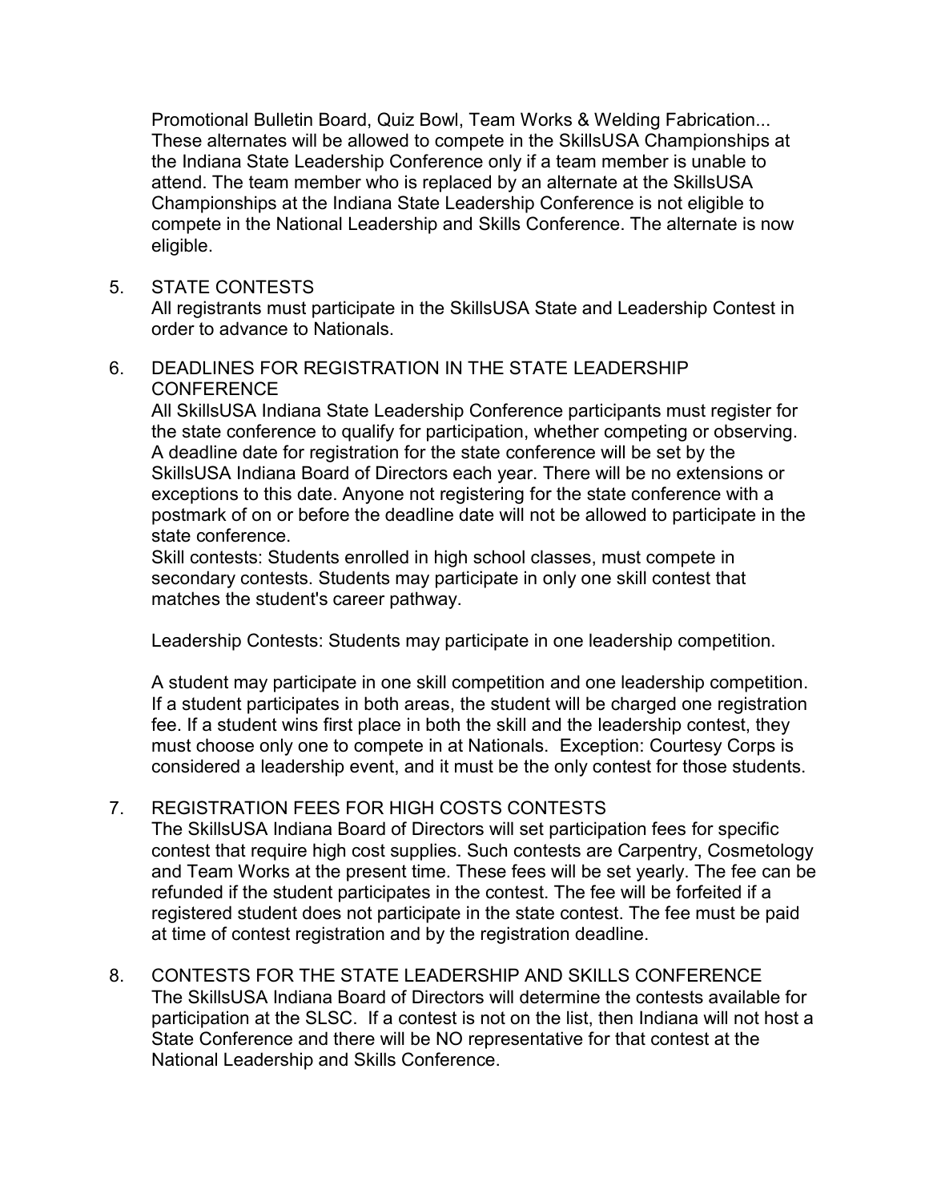Promotional Bulletin Board, Quiz Bowl, Team Works & Welding Fabrication... These alternates will be allowed to compete in the SkillsUSA Championships at the Indiana State Leadership Conference only if a team member is unable to attend. The team member who is replaced by an alternate at the SkillsUSA Championships at the Indiana State Leadership Conference is not eligible to compete in the National Leadership and Skills Conference. The alternate is now eligible.

5. STATE CONTESTS
   All registrants must participate in the SkillsUSA State and Leadership Contest in order to advance to Nationals.

6. DEADLINES FOR REGISTRATION IN THE STATE LEADERSHIP CONFERENCE
   All SkillsUSA Indiana State Leadership Conference participants must register for the state conference to qualify for participation, whether competing or observing. A deadline date for registration for the state conference will be set by the SkillsUSA Indiana Board of Directors each year. There will be no extensions or exceptions to this date. Anyone not registering for the state conference with a postmark of on or before the deadline date will not be allowed to participate in the state conference.
   Skill contests: Students enrolled in high school classes, must compete in secondary contests. Students may participate in only one skill contest that matches the student's career pathway.

   Leadership Contests: Students may participate in one leadership competition.

   A student may participate in one skill competition and one leadership competition. If a student participates in both areas, the student will be charged one registration fee. If a student wins first place in both the skill and the leadership contest, they must choose only one to compete in at Nationals. Exception: Courtesy Corps is considered a leadership event, and it must be the only contest for those students.

7. REGISTRATION FEES FOR HIGH COSTS CONTESTS
   The SkillsUSA Indiana Board of Directors will set participation fees for specific contest that require high cost supplies. Such contests are Carpentry, Cosmetology and Team Works at the present time. These fees will be set yearly. The fee can be refunded if the student participates in the contest. The fee will be forfeited if a registered student does not participate in the state contest. The fee must be paid at time of contest registration and by the registration deadline.

8. CONTESTS FOR THE STATE LEADERSHIP AND SKILLS CONFERENCE
   The SkillsUSA Indiana Board of Directors will determine the contests available for participation at the SLSC. If a contest is not on the list, then Indiana will not host a State Conference and there will be NO representative for that contest at the National Leadership and Skills Conference.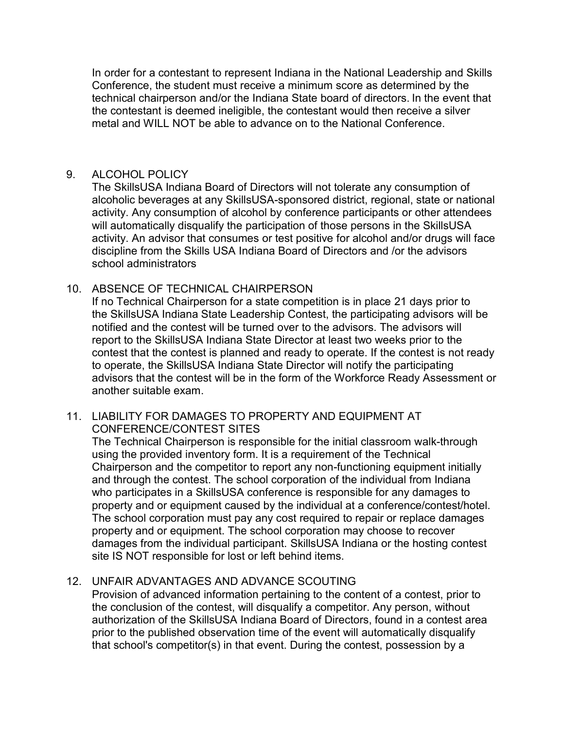In order for a contestant to represent Indiana in the National Leadership and Skills Conference, the student must receive a minimum score as determined by the technical chairperson and/or the Indiana State board of directors. In the event that the contestant is deemed ineligible, the contestant would then receive a silver metal and WILL NOT be able to advance on to the National Conference.

9. ALCOHOL POLICY

   The SkillsUSA Indiana Board of Directors will not tolerate any consumption of alcoholic beverages at any SkillsUSA-sponsored district, regional, state or national activity. Any consumption of alcohol by conference participants or other attendees will automatically disqualify the participation of those persons in the SkillsUSA activity. An advisor that consumes or test positive for alcohol and/or drugs will face discipline from the Skills USA Indiana Board of Directors and /or the advisors school administrators

10. ABSENCE OF TECHNICAL CHAIRPERSON

    If no Technical Chairperson for a state competition is in place 21 days prior to the SkillsUSA Indiana State Leadership Contest, the participating advisors will be notified and the contest will be turned over to the advisors. The advisors will report to the SkillsUSA Indiana State Director at least two weeks prior to the contest that the contest is planned and ready to operate. If the contest is not ready to operate, the SkillsUSA Indiana State Director will notify the participating advisors that the contest will be in the form of the Workforce Ready Assessment or another suitable exam.

11. LIABILITY FOR DAMAGES TO PROPERTY AND EQUIPMENT AT CONFERENCE/CONTEST SITES

    The Technical Chairperson is responsible for the initial classroom walk-through using the provided inventory form. It is a requirement of the Technical Chairperson and the competitor to report any non-functioning equipment initially and through the contest. The school corporation of the individual from Indiana who participates in a SkillsUSA conference is responsible for any damages to property and or equipment caused by the individual at a conference/contest/hotel. The school corporation must pay any cost required to repair or replace damages property and or equipment. The school corporation may choose to recover damages from the individual participant. SkillsUSA Indiana or the hosting contest site IS NOT responsible for lost or left behind items.

12. UNFAIR ADVANTAGES AND ADVANCE SCOUTING

    Provision of advanced information pertaining to the content of a contest, prior to the conclusion of the contest, will disqualify a competitor. Any person, without authorization of the SkillsUSA Indiana Board of Directors, found in a contest area prior to the published observation time of the event will automatically disqualify that school's competitor(s) in that event. During the contest, possession by a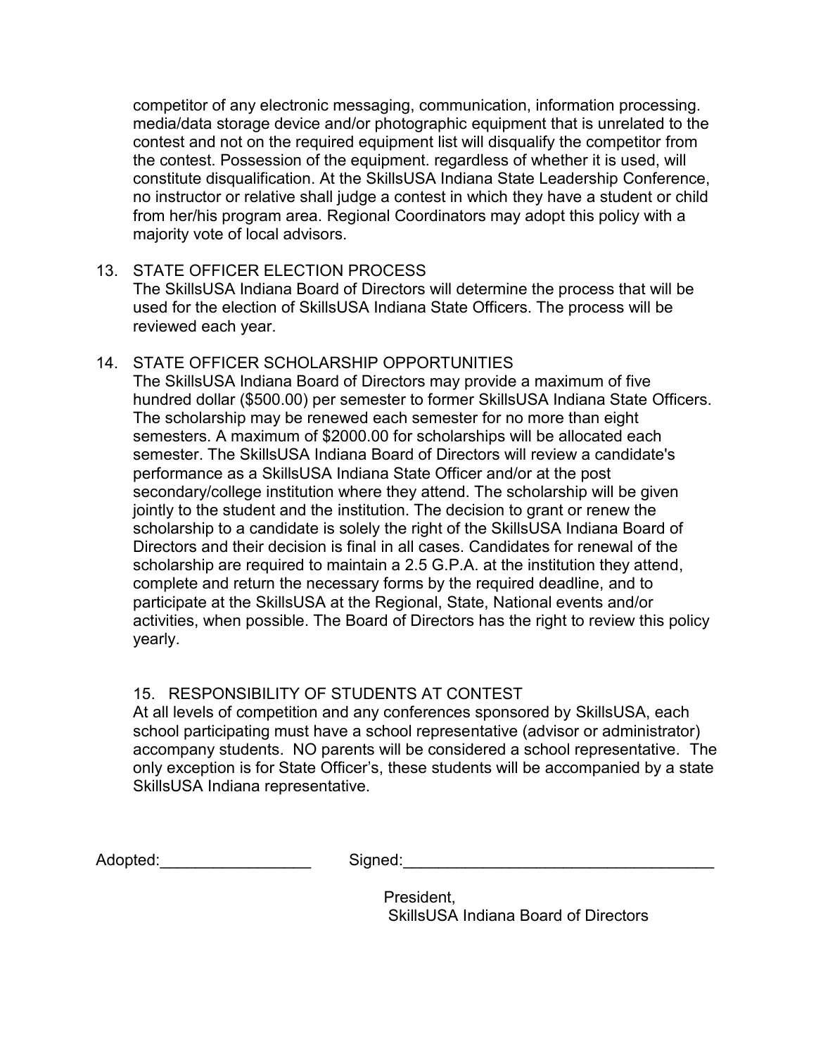competitor of any electronic messaging, communication, information processing. media/data storage device and/or photographic equipment that is unrelated to the contest and not on the required equipment list will disqualify the competitor from the contest. Possession of the equipment. regardless of whether it is used, will constitute disqualification. At the SkillsUSA Indiana State Leadership Conference, no instructor or relative shall judge a contest in which they have a student or child from her/his program area. Regional Coordinators may adopt this policy with a majority vote of local advisors.

13. STATE OFFICER ELECTION PROCESS
    The SkillsUSA Indiana Board of Directors will determine the process that will be used for the election of SkillsUSA Indiana State Officers. The process will be reviewed each year.

14. STATE OFFICER SCHOLARSHIP OPPORTUNITIES
    The SkillsUSA Indiana Board of Directors may provide a maximum of five hundred dollar ($500.00) per semester to former SkillsUSA Indiana State Officers. The scholarship may be renewed each semester for no more than eight semesters. A maximum of $2000.00 for scholarships will be allocated each semester. The SkillsUSA Indiana Board of Directors will review a candidate's performance as a SkillsUSA Indiana State Officer and/or at the post secondary/college institution where they attend. The scholarship will be given jointly to the student and the institution. The decision to grant or renew the scholarship to a candidate is solely the right of the SkillsUSA Indiana Board of Directors and their decision is final in all cases. Candidates for renewal of the scholarship are required to maintain a 2.5 G.P.A. at the institution they attend, complete and return the necessary forms by the required deadline, and to participate at the SkillsUSA at the Regional, State, National events and/or activities, when possible. The Board of Directors has the right to review this policy yearly.

15. RESPONSIBILITY OF STUDENTS AT CONTEST
    At all levels of competition and any conferences sponsored by SkillsUSA, each school participating must have a school representative (advisor or administrator) accompany students. NO parents will be considered a school representative. The only exception is for State Officer's, these students will be accompanied by a state SkillsUSA Indiana representative.

Adopted:_________________ Signed:___________________________________

President,
SkillsUSA Indiana Board of Directors